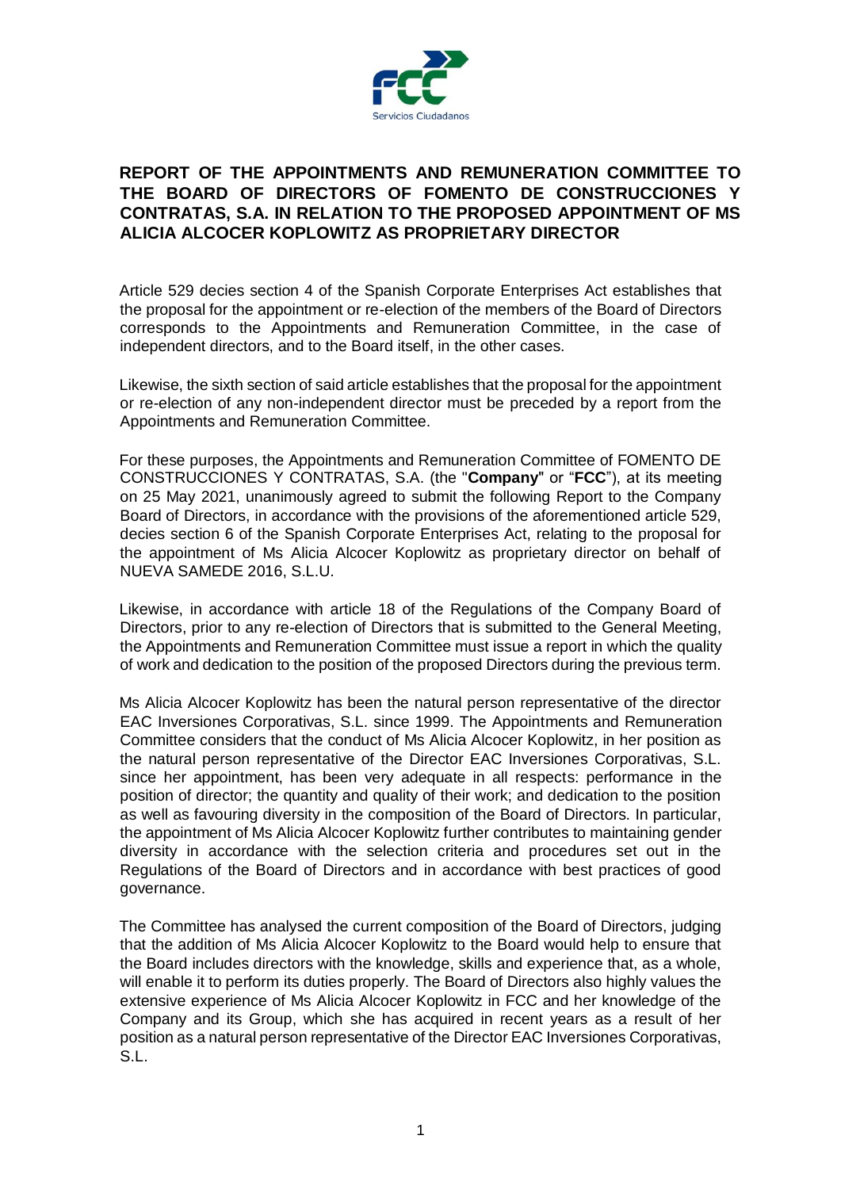# REPORT OF THE APPOINTMENTS AND REMUNERATION COMMITTEE TO THE BOARD OF DIRECTORS OF FOMENTO DE CONSTRUCCIONES Y CONTRATAS, S.A. IN RELATION TO THE PROPOSED APPOINTMENT OF MS ALICIA ALCOCER KOPLOWITZ AS PROPRIETARY DIRECTOR

Article 529 decies section 4 of the Spanish Corporate Enterprises Act establishes that the proposal for the appointment or re-election of the members of the Board of Directors corresponds to the Appointments and Remuneration Committee, in the case of independent directors, and to the Board itself, in the other cases.

Likewise, the sixth section of said article establishes that the proposal for the appointment or re-election of any non-independent director must be preceded by a report from the Appointments and Remuneration Committee.

For these purposes, the Appointments and Remuneration Committee of FOMENTO DE CONSTRUCCIONES Y CONTRATAS, S.A. (the "**Company**" or "**FCC**"), at its meeting on 25 May 2021, unanimously agreed to submit the following Report to the Company Board of Directors, in accordance with the provisions of the aforementioned article 529, decies section 6 of the Spanish Corporate Enterprises Act, relating to the proposal for the appointment of Ms Alicia Alcocer Koplowitz as proprietary director on behalf of NUEVA SAMEDE 2016, S.L.U.

Likewise, in accordance with article 18 of the Regulations of the Company Board of Directors, prior to any re-election of Directors that is submitted to the General Meeting, the Appointments and Remuneration Committee must issue a report in which the quality of work and dedication to the position of the proposed Directors during the previous term.

Ms Alicia Alcocer Koplowitz has been the natural person representative of the director EAC Inversiones Corporativas, S.L. since 1999. The Appointments and Remuneration Committee considers that the conduct of Ms Alicia Alcocer Koplowitz, in her position as the natural person representative of the Director EAC Inversiones Corporativas, S.L. since her appointment, has been very adequate in all respects: performance in the position of director; the quantity and quality of their work; and dedication to the position as well as favouring diversity in the composition of the Board of Directors. In particular, the appointment of Ms Alicia Alcocer Koplowitz further contributes to maintaining gender diversity in accordance with the selection criteria and procedures set out in the Regulations of the Board of Directors and in accordance with best practices of good governance.

The Committee has analysed the current composition of the Board of Directors, judging that the addition of Ms Alicia Alcocer Koplowitz to the Board would help to ensure that the Board includes directors with the knowledge, skills and experience that, as a whole, will enable it to perform its duties properly. The Board of Directors also highly values the extensive experience of Ms Alicia Alcocer Koplowitz in FCC and her knowledge of the Company and its Group, which she has acquired in recent years as a result of her position as a natural person representative of the Director EAC Inversiones Corporativas, S.L.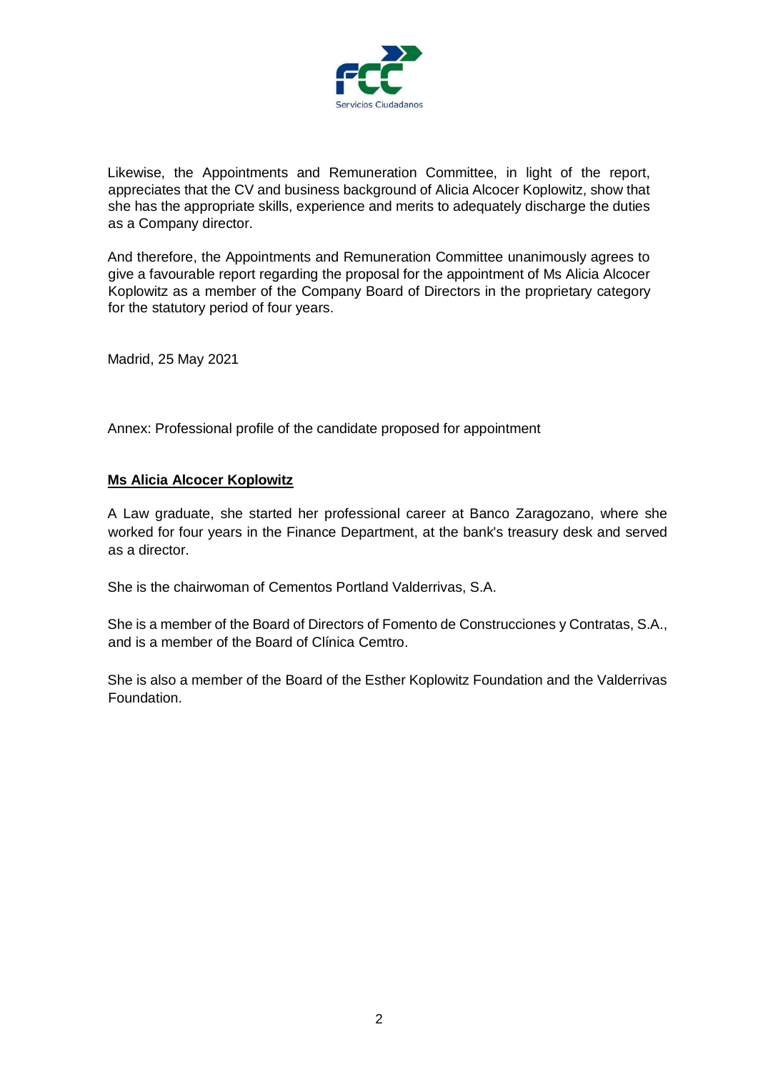Likewise, the Appointments and Remuneration Committee, in light of the report, appreciates that the CV and business background of Alicia Alcocer Koplowitz, show that she has the appropriate skills, experience and merits to adequately discharge the duties as a Company director.

And therefore, the Appointments and Remuneration Committee unanimously agrees to give a favourable report regarding the proposal for the appointment of Ms Alicia Alcocer Koplowitz as a member of the Company Board of Directors in the proprietary category for the statutory period of four years.

Madrid, 25 May 2021

Annex: Professional profile of the candidate proposed for appointment

**Ms Alicia Alcocer Koplowitz**

A Law graduate, she started her professional career at Banco Zaragozano, where she worked for four years in the Finance Department, at the bank's treasury desk and served as a director.

She is the chairwoman of Cementos Portland Valderrivas, S.A.

She is a member of the Board of Directors of Fomento de Construcciones y Contratas, S.A., and is a member of the Board of Clínica Cemtro.

She is also a member of the Board of the Esther Koplowitz Foundation and the Valderrivas Foundation.